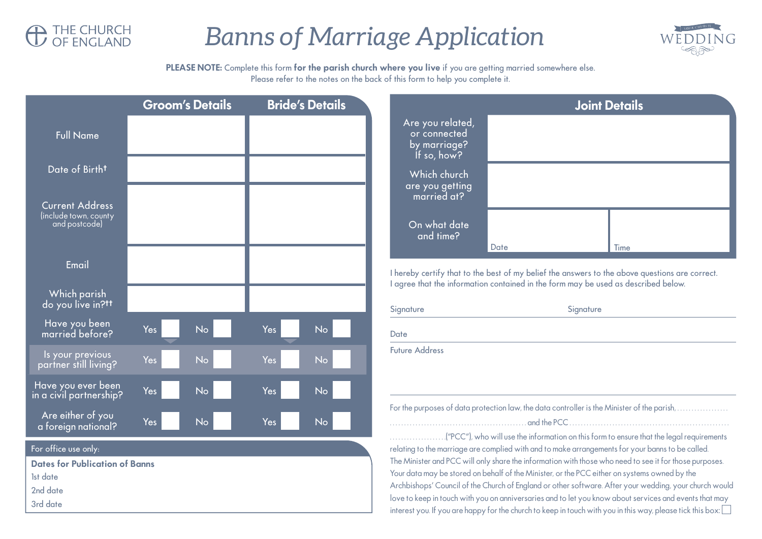THE CHURCH OF ENGLAND

# Banns of Marriage Application

YOUR CHURCH WEDDING

**PLEASE NOTE:** Complete this form **for the parish church where you live** if you are getting married somewhere else.
Please refer to the notes on the back of this form to help you complete it.

| | Groom's Details | | Bride's Details | |
|---|---|---|---|---|
| Full Name | | | | |
| Date of Birth† | | | | |
| Current Address (include town, county and postcode) | | | | |
| Email | | | | |
| Which parish do you live in?†† | | | | |
| Have you been married before? | Yes ☐ | No ☐ | Yes ☐ | No ☐ |
| Is your previous partner still living? | Yes ☐ | No ☐ | Yes ☐ | No ☐ |
| Have you ever been in a civil partnership? | Yes ☐ | No ☐ | Yes ☐ | No ☐ |
| Are either of you a foreign national? | Yes ☐ | No ☐ | Yes ☐ | No ☐ |

For office use only:

**Dates for Publication of Banns**

1st date

2nd date

3rd date

| | Joint Details | |
|---|---|---|
| Are you related, or connected by marriage? If so, how? | | |
| Which church are you getting married at? | | |
| On what date and time? | Date | Time |

I hereby certify that to the best of my belief the answers to the above questions are correct.
I agree that the information contained in the form may be used as described below.

Signature ____________________ Signature ____________________

Date ____________________

Future Address ____________________

For the purposes of data protection law, the data controller is the Minister of the parish, ..................
.............................................. and the PCC ......................................................
..................("PCC"), who will use the information on this form to ensure that the legal requirements relating to the marriage are complied with and to make arrangements for your banns to be called. The Minister and PCC will only share the information with those who need to see it for those purposes. Your data may be stored on behalf of the Minister, or the PCC either on systems owned by the Archbishops' Council of the Church of England or other software. After your wedding, your church would love to keep in touch with you on anniversaries and to let you know about services and events that may interest you. If you are happy for the church to keep in touch with you in this way, please tick this box: ☐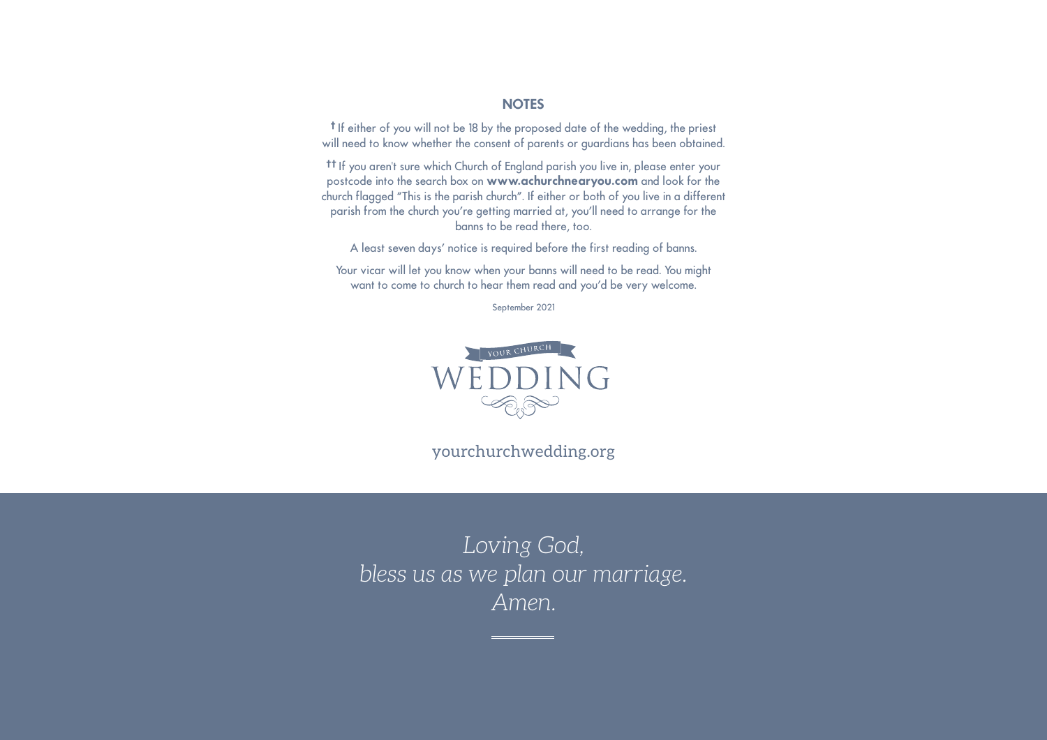## NOTES

† If either of you will not be 18 by the proposed date of the wedding, the priest will need to know whether the consent of parents or guardians has been obtained.

†† If you aren't sure which Church of England parish you live in, please enter your postcode into the search box on **www.achurchnearyou.com** and look for the church flagged "This is the parish church". If either or both of you live in a different parish from the church you're getting married at, you'll need to arrange for the banns to be read there, too.

A least seven days' notice is required before the first reading of banns.

Your vicar will let you know when your banns will need to be read. You might want to come to church to hear them read and you'd be very welcome.

September 2021

YOUR CHURCH WEDDING

yourchurchwedding.org

*Loving God,*
*bless us as we plan our marriage.*
*Amen.*